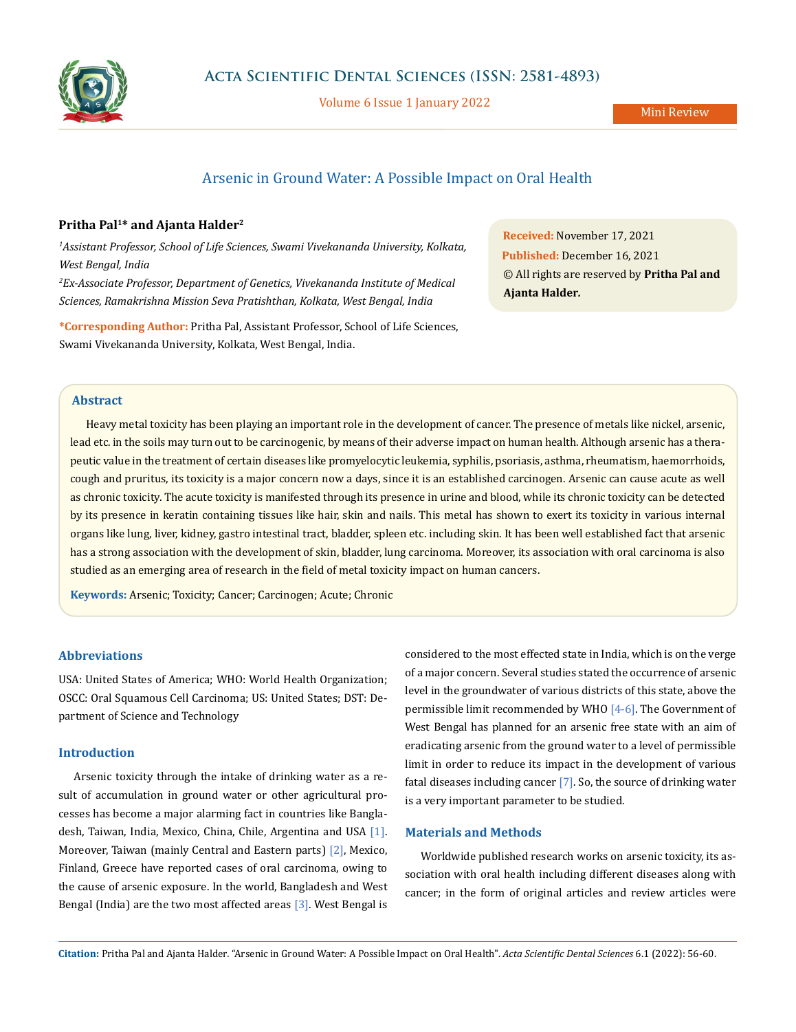# Arsenic in Ground Water: A Possible Impact on Oral Health

**Pritha Pal[1]* and Ajanta Halder[2]**

*[1]Assistant Professor, School of Life Sciences, Swami Vivekananda University, Kolkata, West Bengal, India*

*[2]Ex-Associate Professor, Department of Genetics, Vivekananda Institute of Medical Sciences, Ramakrishna Mission Seva Pratishthan, Kolkata, West Bengal, India*

**\*Corresponding Author:** Pritha Pal, Assistant Professor, School of Life Sciences, Swami Vivekananda University, Kolkata, West Bengal, India.

**Received:** November 17, 2021
**Published:** December 16, 2021
© All rights are reserved by **Pritha Pal and Ajanta Halder.**

## Abstract

Heavy metal toxicity has been playing an important role in the development of cancer. The presence of metals like nickel, arsenic, lead etc. in the soils may turn out to be carcinogenic, by means of their adverse impact on human health. Although arsenic has a therapeutic value in the treatment of certain diseases like promyelocytic leukemia, syphilis, psoriasis, asthma, rheumatism, haemorrhoids, cough and pruritus, its toxicity is a major concern now a days, since it is an established carcinogen. Arsenic can cause acute as well as chronic toxicity. The acute toxicity is manifested through its presence in urine and blood, while its chronic toxicity can be detected by its presence in keratin containing tissues like hair, skin and nails. This metal has shown to exert its toxicity in various internal organs like lung, liver, kidney, gastro intestinal tract, bladder, spleen etc. including skin. It has been well established fact that arsenic has a strong association with the development of skin, bladder, lung carcinoma. Moreover, its association with oral carcinoma is also studied as an emerging area of research in the field of metal toxicity impact on human cancers.

**Keywords:** Arsenic; Toxicity; Cancer; Carcinogen; Acute; Chronic

## Abbreviations

USA: United States of America; WHO: World Health Organization; OSCC: Oral Squamous Cell Carcinoma; US: United States; DST: Department of Science and Technology

## Introduction

Arsenic toxicity through the intake of drinking water as a result of accumulation in ground water or other agricultural processes has become a major alarming fact in countries like Bangladesh, Taiwan, India, Mexico, China, Chile, Argentina and USA [1]. Moreover, Taiwan (mainly Central and Eastern parts) [2], Mexico, Finland, Greece have reported cases of oral carcinoma, owing to the cause of arsenic exposure. In the world, Bangladesh and West Bengal (India) are the two most affected areas [3]. West Bengal is considered to the most effected state in India, which is on the verge of a major concern. Several studies stated the occurrence of arsenic level in the groundwater of various districts of this state, above the permissible limit recommended by WHO [4-6]. The Government of West Bengal has planned for an arsenic free state with an aim of eradicating arsenic from the ground water to a level of permissible limit in order to reduce its impact in the development of various fatal diseases including cancer [7]. So, the source of drinking water is a very important parameter to be studied.

## Materials and Methods

Worldwide published research works on arsenic toxicity, its association with oral health including different diseases along with cancer; in the form of original articles and review articles were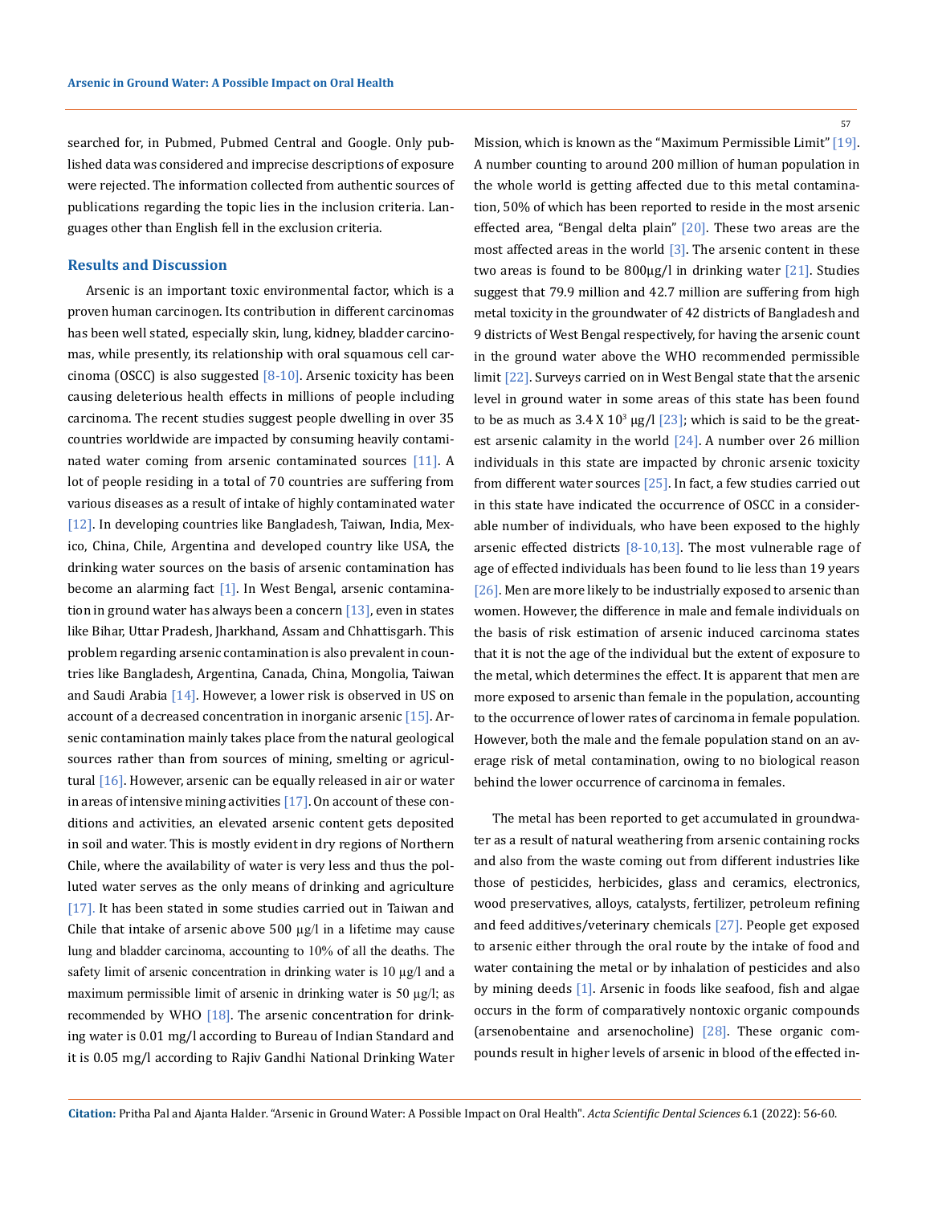searched for, in Pubmed, Pubmed Central and Google. Only published data was considered and imprecise descriptions of exposure were rejected. The information collected from authentic sources of publications regarding the topic lies in the inclusion criteria. Languages other than English fell in the exclusion criteria.

## Results and Discussion

Arsenic is an important toxic environmental factor, which is a proven human carcinogen. Its contribution in different carcinomas has been well stated, especially skin, lung, kidney, bladder carcinomas, while presently, its relationship with oral squamous cell carcinoma (OSCC) is also suggested [8-10]. Arsenic toxicity has been causing deleterious health effects in millions of people including carcinoma. The recent studies suggest people dwelling in over 35 countries worldwide are impacted by consuming heavily contaminated water coming from arsenic contaminated sources [11]. A lot of people residing in a total of 70 countries are suffering from various diseases as a result of intake of highly contaminated water [12]. In developing countries like Bangladesh, Taiwan, India, Mexico, China, Chile, Argentina and developed country like USA, the drinking water sources on the basis of arsenic contamination has become an alarming fact [1]. In West Bengal, arsenic contamination in ground water has always been a concern [13], even in states like Bihar, Uttar Pradesh, Jharkhand, Assam and Chhattisgarh. This problem regarding arsenic contamination is also prevalent in countries like Bangladesh, Argentina, Canada, China, Mongolia, Taiwan and Saudi Arabia [14]. However, a lower risk is observed in US on account of a decreased concentration in inorganic arsenic [15]. Arsenic contamination mainly takes place from the natural geological sources rather than from sources of mining, smelting or agricultural [16]. However, arsenic can be equally released in air or water in areas of intensive mining activities [17]. On account of these conditions and activities, an elevated arsenic content gets deposited in soil and water. This is mostly evident in dry regions of Northern Chile, where the availability of water is very less and thus the polluted water serves as the only means of drinking and agriculture [17]. It has been stated in some studies carried out in Taiwan and Chile that intake of arsenic above 500 μg/l in a lifetime may cause lung and bladder carcinoma, accounting to 10% of all the deaths. The safety limit of arsenic concentration in drinking water is 10 μg/l and a maximum permissible limit of arsenic in drinking water is 50 μg/l; as recommended by WHO [18]. The arsenic concentration for drinking water is 0.01 mg/l according to Bureau of Indian Standard and it is 0.05 mg/l according to Rajiv Gandhi National Drinking Water Mission, which is known as the "Maximum Permissible Limit" [19]. A number counting to around 200 million of human population in the whole world is getting affected due to this metal contamination, 50% of which has been reported to reside in the most arsenic effected area, "Bengal delta plain" [20]. These two areas are the most affected areas in the world [3]. The arsenic content in these two areas is found to be 800μg/l in drinking water [21]. Studies suggest that 79.9 million and 42.7 million are suffering from high metal toxicity in the groundwater of 42 districts of Bangladesh and 9 districts of West Bengal respectively, for having the arsenic count in the ground water above the WHO recommended permissible limit [22]. Surveys carried on in West Bengal state that the arsenic level in ground water in some areas of this state has been found to be as much as $3.4 \times 10^3$ μg/l [23]; which is said to be the greatest arsenic calamity in the world [24]. A number over 26 million individuals in this state are impacted by chronic arsenic toxicity from different water sources [25]. In fact, a few studies carried out in this state have indicated the occurrence of OSCC in a considerable number of individuals, who have been exposed to the highly arsenic effected districts [8-10,13]. The most vulnerable rage of age of effected individuals has been found to lie less than 19 years [26]. Men are more likely to be industrially exposed to arsenic than women. However, the difference in male and female individuals on the basis of risk estimation of arsenic induced carcinoma states that it is not the age of the individual but the extent of exposure to the metal, which determines the effect. It is apparent that men are more exposed to arsenic than female in the population, accounting to the occurrence of lower rates of carcinoma in female population. However, both the male and the female population stand on an average risk of metal contamination, owing to no biological reason behind the lower occurrence of carcinoma in females.

The metal has been reported to get accumulated in groundwater as a result of natural weathering from arsenic containing rocks and also from the waste coming out from different industries like those of pesticides, herbicides, glass and ceramics, electronics, wood preservatives, alloys, catalysts, fertilizer, petroleum refining and feed additives/veterinary chemicals [27]. People get exposed to arsenic either through the oral route by the intake of food and water containing the metal or by inhalation of pesticides and also by mining deeds [1]. Arsenic in foods like seafood, fish and algae occurs in the form of comparatively nontoxic organic compounds (arsenobentaine and arsenocholine) [28]. These organic compounds result in higher levels of arsenic in blood of the effected in-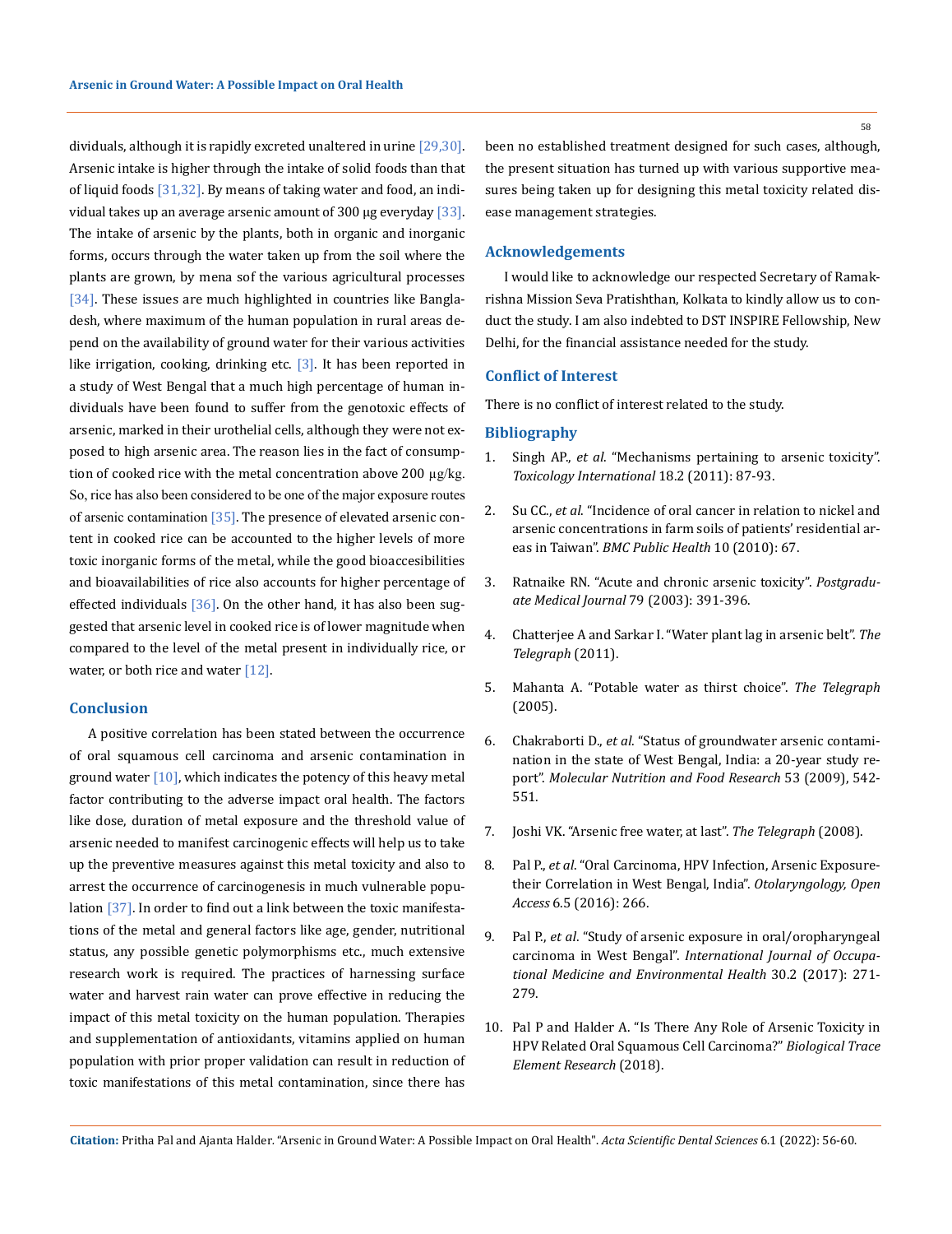dividuals, although it is rapidly excreted unaltered in urine [29,30]. Arsenic intake is higher through the intake of solid foods than that of liquid foods [31,32]. By means of taking water and food, an individual takes up an average arsenic amount of 300 μg everyday [33]. The intake of arsenic by the plants, both in organic and inorganic forms, occurs through the water taken up from the soil where the plants are grown, by mena sof the various agricultural processes [34]. These issues are much highlighted in countries like Bangladesh, where maximum of the human population in rural areas depend on the availability of ground water for their various activities like irrigation, cooking, drinking etc. [3]. It has been reported in a study of West Bengal that a much high percentage of human individuals have been found to suffer from the genotoxic effects of arsenic, marked in their urothelial cells, although they were not exposed to high arsenic area. The reason lies in the fact of consumption of cooked rice with the metal concentration above 200 μg/kg. So, rice has also been considered to be one of the major exposure routes of arsenic contamination [35]. The presence of elevated arsenic content in cooked rice can be accounted to the higher levels of more toxic inorganic forms of the metal, while the good bioaccesibilities and bioavailabilities of rice also accounts for higher percentage of effected individuals [36]. On the other hand, it has also been suggested that arsenic level in cooked rice is of lower magnitude when compared to the level of the metal present in individually rice, or water, or both rice and water [12].

## Conclusion

A positive correlation has been stated between the occurrence of oral squamous cell carcinoma and arsenic contamination in ground water [10], which indicates the potency of this heavy metal factor contributing to the adverse impact oral health. The factors like dose, duration of metal exposure and the threshold value of arsenic needed to manifest carcinogenic effects will help us to take up the preventive measures against this metal toxicity and also to arrest the occurrence of carcinogenesis in much vulnerable population [37]. In order to find out a link between the toxic manifestations of the metal and general factors like age, gender, nutritional status, any possible genetic polymorphisms etc., much extensive research work is required. The practices of harnessing surface water and harvest rain water can prove effective in reducing the impact of this metal toxicity on the human population. Therapies and supplementation of antioxidants, vitamins applied on human population with prior proper validation can result in reduction of toxic manifestations of this metal contamination, since there has been no established treatment designed for such cases, although, the present situation has turned up with various supportive measures being taken up for designing this metal toxicity related disease management strategies.

## Acknowledgements

I would like to acknowledge our respected Secretary of Ramakrishna Mission Seva Pratishthan, Kolkata to kindly allow us to conduct the study. I am also indebted to DST INSPIRE Fellowship, New Delhi, for the financial assistance needed for the study.

## Conflict of Interest

There is no conflict of interest related to the study.

## Bibliography

1. Singh AP., *et al*. "Mechanisms pertaining to arsenic toxicity". *Toxicology International* 18.2 (2011): 87-93.
2. Su CC., *et al*. "Incidence of oral cancer in relation to nickel and arsenic concentrations in farm soils of patients' residential areas in Taiwan". *BMC Public Health* 10 (2010): 67.
3. Ratnaike RN. "Acute and chronic arsenic toxicity". *Postgraduate Medical Journal* 79 (2003): 391-396.
4. Chatterjee A and Sarkar I. "Water plant lag in arsenic belt". *The Telegraph* (2011).
5. Mahanta A. "Potable water as thirst choice". *The Telegraph* (2005).
6. Chakraborti D., *et al*. "Status of groundwater arsenic contamination in the state of West Bengal, India: a 20-year study report". *Molecular Nutrition and Food Research* 53 (2009), 542-551.
7. Joshi VK. "Arsenic free water, at last". *The Telegraph* (2008).
8. Pal P., *et al*. "Oral Carcinoma, HPV Infection, Arsenic Exposure-their Correlation in West Bengal, India". *Otolaryngology, Open Access* 6.5 (2016): 266.
9. Pal P., *et al*. "Study of arsenic exposure in oral/oropharyngeal carcinoma in West Bengal". *International Journal of Occupational Medicine and Environmental Health* 30.2 (2017): 271-279.
10. Pal P and Halder A. "Is There Any Role of Arsenic Toxicity in HPV Related Oral Squamous Cell Carcinoma?" *Biological Trace Element Research* (2018).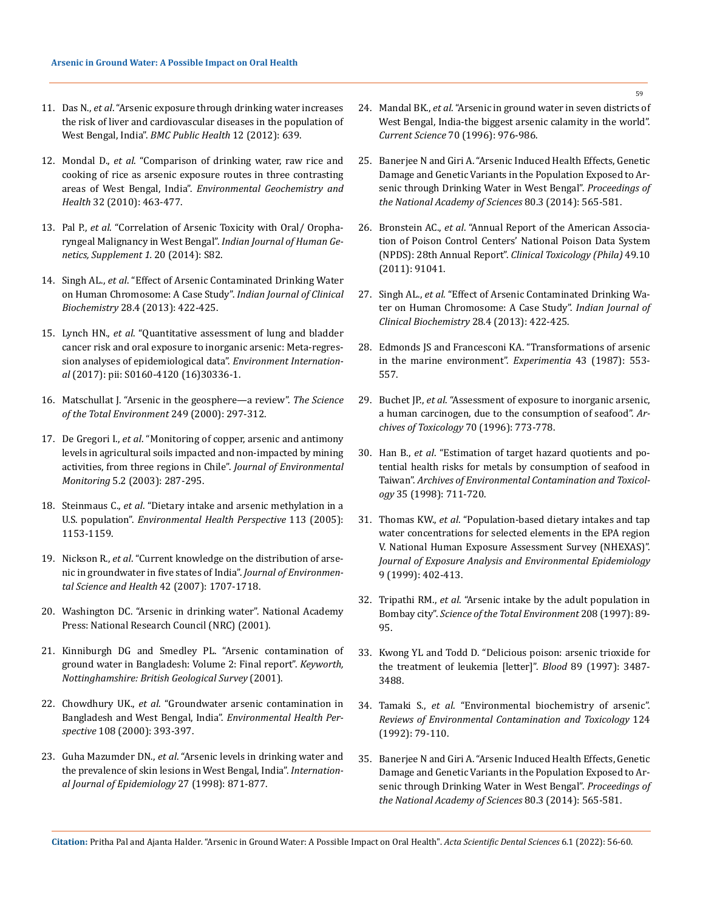11. Das N., *et al*. "Arsenic exposure through drinking water increases the risk of liver and cardiovascular diseases in the population of West Bengal, India". *BMC Public Health* 12 (2012): 639.

12. Mondal D., *et al*. "Comparison of drinking water, raw rice and cooking of rice as arsenic exposure routes in three contrasting areas of West Bengal, India". *Environmental Geochemistry and Health* 32 (2010): 463-477.

13. Pal P., *et al*. "Correlation of Arsenic Toxicity with Oral/ Oropharyngeal Malignancy in West Bengal". *Indian Journal of Human Genetics, Supplement 1*. 20 (2014): S82.

14. Singh AL., *et al*. "Effect of Arsenic Contaminated Drinking Water on Human Chromosome: A Case Study". *Indian Journal of Clinical Biochemistry* 28.4 (2013): 422-425.

15. Lynch HN., *et al*. "Quantitative assessment of lung and bladder cancer risk and oral exposure to inorganic arsenic: Meta-regression analyses of epidemiological data". *Environment International* (2017): pii: S0160-4120 (16)30336-1.

16. Matschullat J. "Arsenic in the geosphere—a review". *The Science of the Total Environment* 249 (2000): 297-312.

17. De Gregori I., *et al*. "Monitoring of copper, arsenic and antimony levels in agricultural soils impacted and non-impacted by mining activities, from three regions in Chile". *Journal of Environmental Monitoring* 5.2 (2003): 287-295.

18. Steinmaus C., *et al*. "Dietary intake and arsenic methylation in a U.S. population". *Environmental Health Perspective* 113 (2005): 1153-1159.

19. Nickson R., *et al*. "Current knowledge on the distribution of arsenic in groundwater in five states of India". *Journal of Environmental Science and Health* 42 (2007): 1707-1718.

20. Washington DC. "Arsenic in drinking water". National Academy Press: National Research Council (NRC) (2001).

21. Kinniburgh DG and Smedley PL. "Arsenic contamination of ground water in Bangladesh: Volume 2: Final report". *Keyworth, Nottinghamshire: British Geological Survey* (2001).

22. Chowdhury UK., *et al*. "Groundwater arsenic contamination in Bangladesh and West Bengal, India". *Environmental Health Perspective* 108 (2000): 393-397.

23. Guha Mazumder DN., *et al*. "Arsenic levels in drinking water and the prevalence of skin lesions in West Bengal, India". *International Journal of Epidemiology* 27 (1998): 871-877.

24. Mandal BK., *et al*. "Arsenic in ground water in seven districts of West Bengal, India-the biggest arsenic calamity in the world". *Current Science* 70 (1996): 976-986.

25. Banerjee N and Giri A. "Arsenic Induced Health Effects, Genetic Damage and Genetic Variants in the Population Exposed to Arsenic through Drinking Water in West Bengal". *Proceedings of the National Academy of Sciences* 80.3 (2014): 565-581.

26. Bronstein AC., *et al*. "Annual Report of the American Association of Poison Control Centers' National Poison Data System (NPDS): 28th Annual Report". *Clinical Toxicology (Phila)* 49.10 (2011): 91041.

27. Singh AL., *et al*. "Effect of Arsenic Contaminated Drinking Water on Human Chromosome: A Case Study". *Indian Journal of Clinical Biochemistry* 28.4 (2013): 422-425.

28. Edmonds JS and Francesconi KA. "Transformations of arsenic in the marine environment". *Experimentia* 43 (1987): 553-557.

29. Buchet JP., *et al*. "Assessment of exposure to inorganic arsenic, a human carcinogen, due to the consumption of seafood". *Archives of Toxicology* 70 (1996): 773-778.

30. Han B., *et al*. "Estimation of target hazard quotients and potential health risks for metals by consumption of seafood in Taiwan". *Archives of Environmental Contamination and Toxicology* 35 (1998): 711-720.

31. Thomas KW., *et al*. "Population-based dietary intakes and tap water concentrations for selected elements in the EPA region V. National Human Exposure Assessment Survey (NHEXAS)". *Journal of Exposure Analysis and Environmental Epidemiology* 9 (1999): 402-413.

32. Tripathi RM., *et al*. "Arsenic intake by the adult population in Bombay city". *Science of the Total Environment* 208 (1997): 89-95.

33. Kwong YL and Todd D. "Delicious poison: arsenic trioxide for the treatment of leukemia [letter]". *Blood* 89 (1997): 3487-3488.

34. Tamaki S., *et al*. "Environmental biochemistry of arsenic". *Reviews of Environmental Contamination and Toxicology* 124 (1992): 79-110.

35. Banerjee N and Giri A. "Arsenic Induced Health Effects, Genetic Damage and Genetic Variants in the Population Exposed to Arsenic through Drinking Water in West Bengal". *Proceedings of the National Academy of Sciences* 80.3 (2014): 565-581.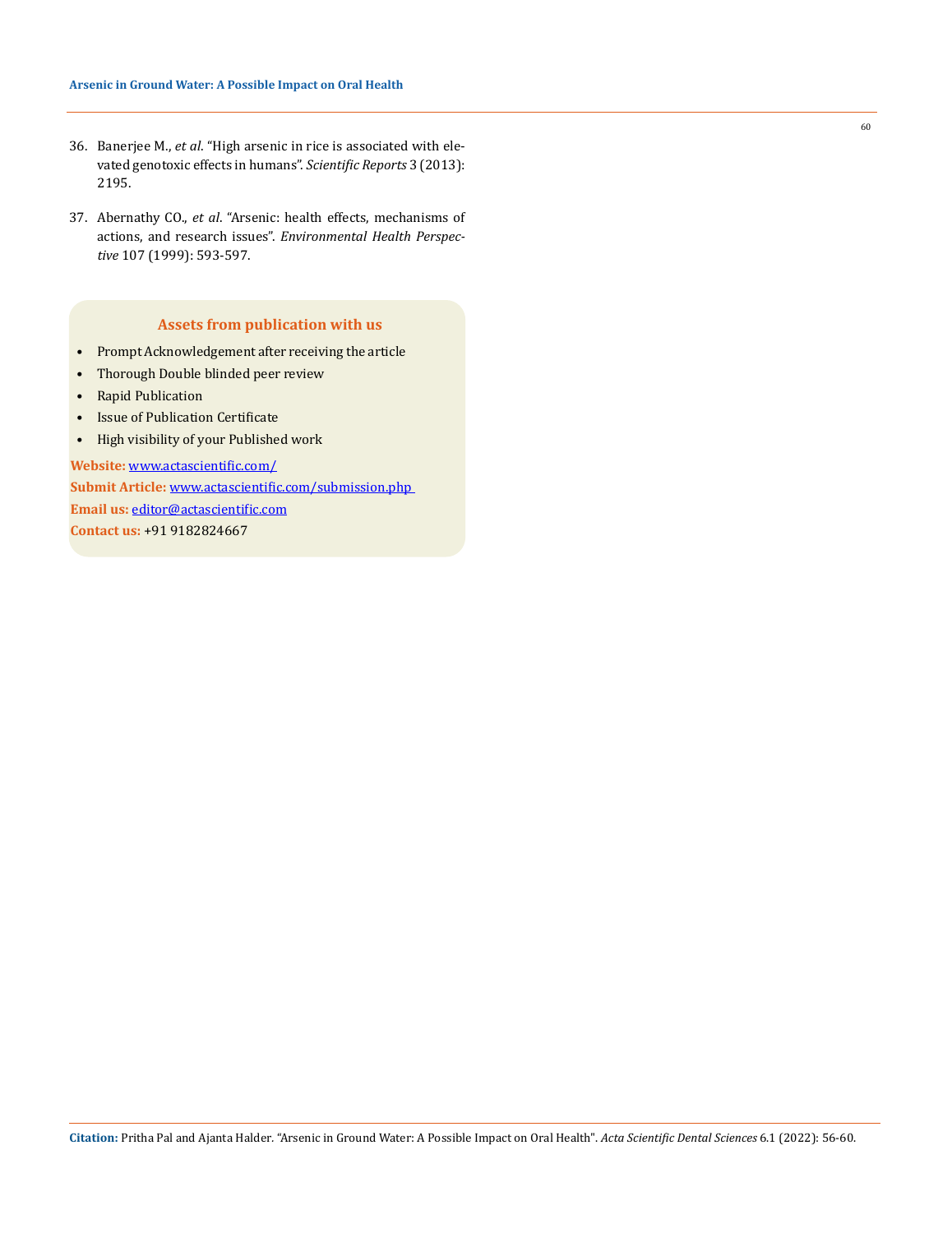36. Banerjee M., *et al*. "High arsenic in rice is associated with elevated genotoxic effects in humans". *Scientific Reports* 3 (2013): 2195.

37. Abernathy CO., *et al*. "Arsenic: health effects, mechanisms of actions, and research issues". *Environmental Health Perspective* 107 (1999): 593-597.

**Assets from publication with us**

- Prompt Acknowledgement after receiving the article
- Thorough Double blinded peer review
- Rapid Publication
- Issue of Publication Certificate
- High visibility of your Published work

**Website:** www.actascientific.com/
**Submit Article:** www.actascientific.com/submission.php
**Email us:** editor@actascientific.com
**Contact us:** +91 9182824667

**Citation:** Pritha Pal and Ajanta Halder. "Arsenic in Ground Water: A Possible Impact on Oral Health". *Acta Scientific Dental Sciences* 6.1 (2022): 56-60.